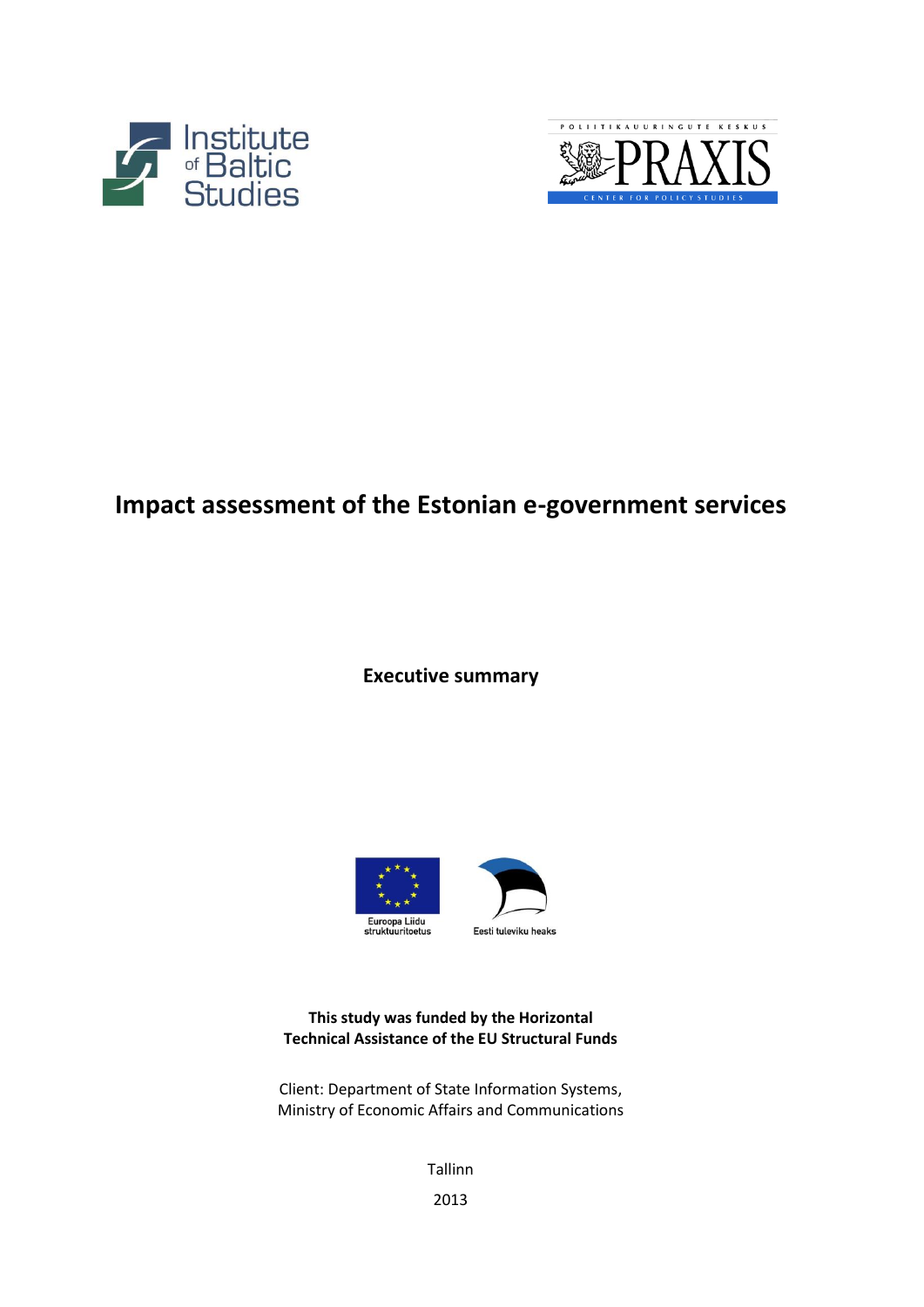Institute of Baltic Studies

POLIITIKAUURINGUTE KESKUS PRAXIS CENTER FOR POLICY STUDIES

# Impact assessment of the Estonian e-government services

**Executive summary**

Euroopa Liidu struktuuritoetus

Eesti tuleviku heaks

**This study was funded by the Horizontal Technical Assistance of the EU Structural Funds**

Client: Department of State Information Systems, Ministry of Economic Affairs and Communications

Tallinn

2013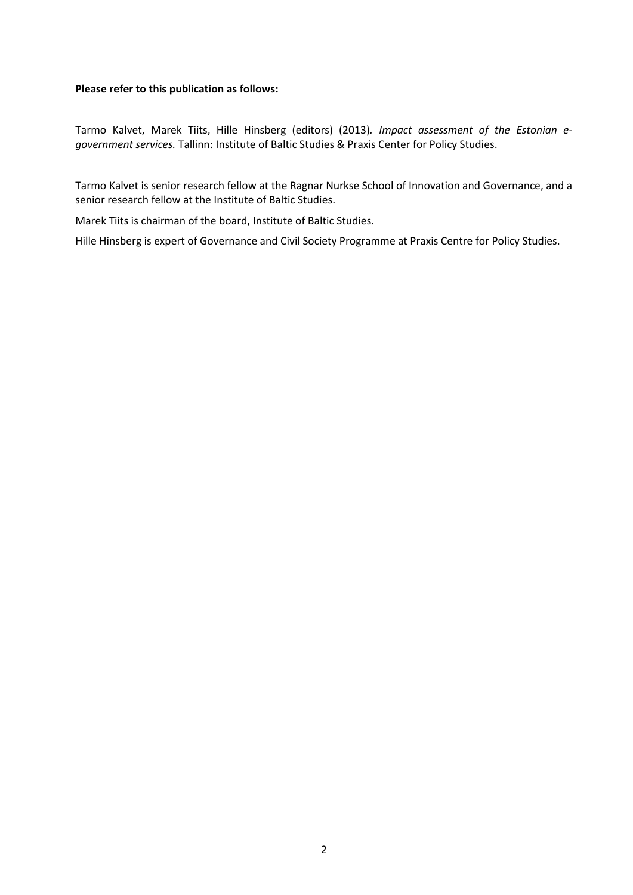**Please refer to this publication as follows:**

Tarmo Kalvet, Marek Tiits, Hille Hinsberg (editors) (2013). *Impact assessment of the Estonian e-government services.* Tallinn: Institute of Baltic Studies & Praxis Center for Policy Studies.

Tarmo Kalvet is senior research fellow at the Ragnar Nurkse School of Innovation and Governance, and a senior research fellow at the Institute of Baltic Studies.

Marek Tiits is chairman of the board, Institute of Baltic Studies.

Hille Hinsberg is expert of Governance and Civil Society Programme at Praxis Centre for Policy Studies.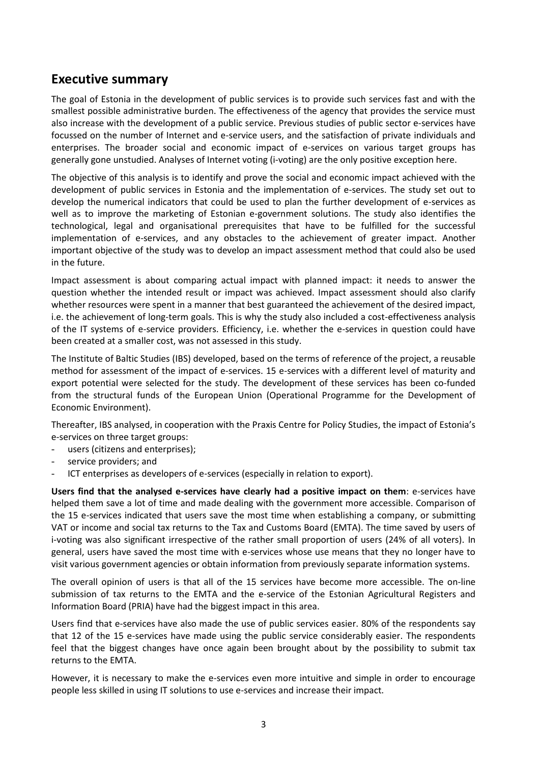## Executive summary

The goal of Estonia in the development of public services is to provide such services fast and with the smallest possible administrative burden. The effectiveness of the agency that provides the service must also increase with the development of a public service. Previous studies of public sector e-services have focussed on the number of Internet and e-service users, and the satisfaction of private individuals and enterprises. The broader social and economic impact of e-services on various target groups has generally gone unstudied. Analyses of Internet voting (i-voting) are the only positive exception here.

The objective of this analysis is to identify and prove the social and economic impact achieved with the development of public services in Estonia and the implementation of e-services. The study set out to develop the numerical indicators that could be used to plan the further development of e-services as well as to improve the marketing of Estonian e-government solutions. The study also identifies the technological, legal and organisational prerequisites that have to be fulfilled for the successful implementation of e-services, and any obstacles to the achievement of greater impact. Another important objective of the study was to develop an impact assessment method that could also be used in the future.

Impact assessment is about comparing actual impact with planned impact: it needs to answer the question whether the intended result or impact was achieved. Impact assessment should also clarify whether resources were spent in a manner that best guaranteed the achievement of the desired impact, i.e. the achievement of long-term goals. This is why the study also included a cost-effectiveness analysis of the IT systems of e-service providers. Efficiency, i.e. whether the e-services in question could have been created at a smaller cost, was not assessed in this study.

The Institute of Baltic Studies (IBS) developed, based on the terms of reference of the project, a reusable method for assessment of the impact of e-services. 15 e-services with a different level of maturity and export potential were selected for the study. The development of these services has been co-funded from the structural funds of the European Union (Operational Programme for the Development of Economic Environment).

Thereafter, IBS analysed, in cooperation with the Praxis Centre for Policy Studies, the impact of Estonia's e-services on three target groups:

- users (citizens and enterprises);
- service providers; and
- ICT enterprises as developers of e-services (especially in relation to export).

**Users find that the analysed e-services have clearly had a positive impact on them**: e-services have helped them save a lot of time and made dealing with the government more accessible. Comparison of the 15 e-services indicated that users save the most time when establishing a company, or submitting VAT or income and social tax returns to the Tax and Customs Board (EMTA). The time saved by users of i-voting was also significant irrespective of the rather small proportion of users (24% of all voters). In general, users have saved the most time with e-services whose use means that they no longer have to visit various government agencies or obtain information from previously separate information systems.

The overall opinion of users is that all of the 15 services have become more accessible. The on-line submission of tax returns to the EMTA and the e-service of the Estonian Agricultural Registers and Information Board (PRIA) have had the biggest impact in this area.

Users find that e-services have also made the use of public services easier. 80% of the respondents say that 12 of the 15 e-services have made using the public service considerably easier. The respondents feel that the biggest changes have once again been brought about by the possibility to submit tax returns to the EMTA.

However, it is necessary to make the e-services even more intuitive and simple in order to encourage people less skilled in using IT solutions to use e-services and increase their impact.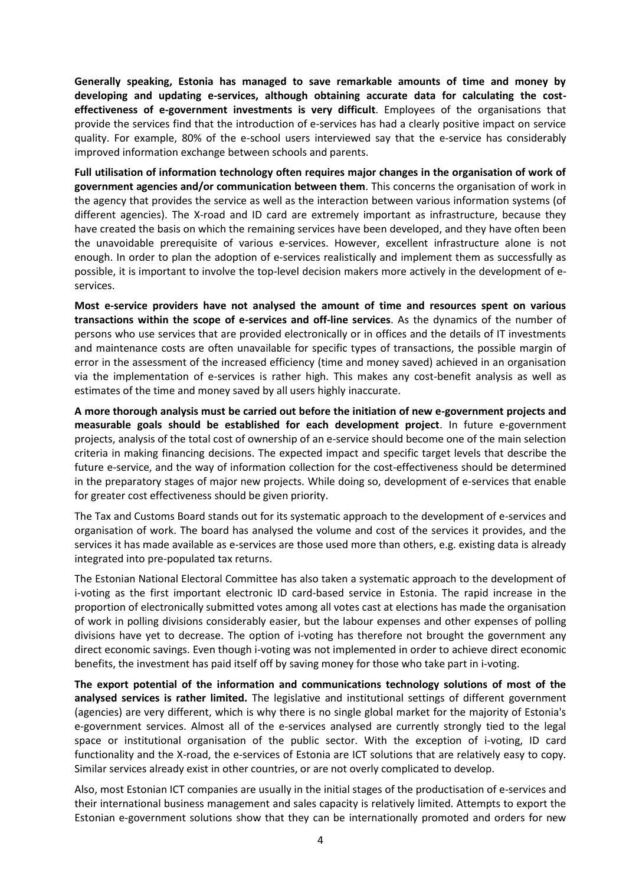**Generally speaking, Estonia has managed to save remarkable amounts of time and money by developing and updating e-services, although obtaining accurate data for calculating the cost-effectiveness of e-government investments is very difficult**. Employees of the organisations that provide the services find that the introduction of e-services has had a clearly positive impact on service quality. For example, 80% of the e-school users interviewed say that the e-service has considerably improved information exchange between schools and parents.

**Full utilisation of information technology often requires major changes in the organisation of work of government agencies and/or communication between them**. This concerns the organisation of work in the agency that provides the service as well as the interaction between various information systems (of different agencies). The X-road and ID card are extremely important as infrastructure, because they have created the basis on which the remaining services have been developed, and they have often been the unavoidable prerequisite of various e-services. However, excellent infrastructure alone is not enough. In order to plan the adoption of e-services realistically and implement them as successfully as possible, it is important to involve the top-level decision makers more actively in the development of e-services.

**Most e-service providers have not analysed the amount of time and resources spent on various transactions within the scope of e-services and off-line services**. As the dynamics of the number of persons who use services that are provided electronically or in offices and the details of IT investments and maintenance costs are often unavailable for specific types of transactions, the possible margin of error in the assessment of the increased efficiency (time and money saved) achieved in an organisation via the implementation of e-services is rather high. This makes any cost-benefit analysis as well as estimates of the time and money saved by all users highly inaccurate.

**A more thorough analysis must be carried out before the initiation of new e-government projects and measurable goals should be established for each development project**. In future e-government projects, analysis of the total cost of ownership of an e-service should become one of the main selection criteria in making financing decisions. The expected impact and specific target levels that describe the future e-service, and the way of information collection for the cost-effectiveness should be determined in the preparatory stages of major new projects. While doing so, development of e-services that enable for greater cost effectiveness should be given priority.

The Tax and Customs Board stands out for its systematic approach to the development of e-services and organisation of work. The board has analysed the volume and cost of the services it provides, and the services it has made available as e-services are those used more than others, e.g. existing data is already integrated into pre-populated tax returns.

The Estonian National Electoral Committee has also taken a systematic approach to the development of i-voting as the first important electronic ID card-based service in Estonia. The rapid increase in the proportion of electronically submitted votes among all votes cast at elections has made the organisation of work in polling divisions considerably easier, but the labour expenses and other expenses of polling divisions have yet to decrease. The option of i-voting has therefore not brought the government any direct economic savings. Even though i-voting was not implemented in order to achieve direct economic benefits, the investment has paid itself off by saving money for those who take part in i-voting.

**The export potential of the information and communications technology solutions of most of the analysed services is rather limited.** The legislative and institutional settings of different government (agencies) are very different, which is why there is no single global market for the majority of Estonia's e-government services. Almost all of the e-services analysed are currently strongly tied to the legal space or institutional organisation of the public sector. With the exception of i-voting, ID card functionality and the X-road, the e-services of Estonia are ICT solutions that are relatively easy to copy. Similar services already exist in other countries, or are not overly complicated to develop.

Also, most Estonian ICT companies are usually in the initial stages of the productisation of e-services and their international business management and sales capacity is relatively limited. Attempts to export the Estonian e-government solutions show that they can be internationally promoted and orders for new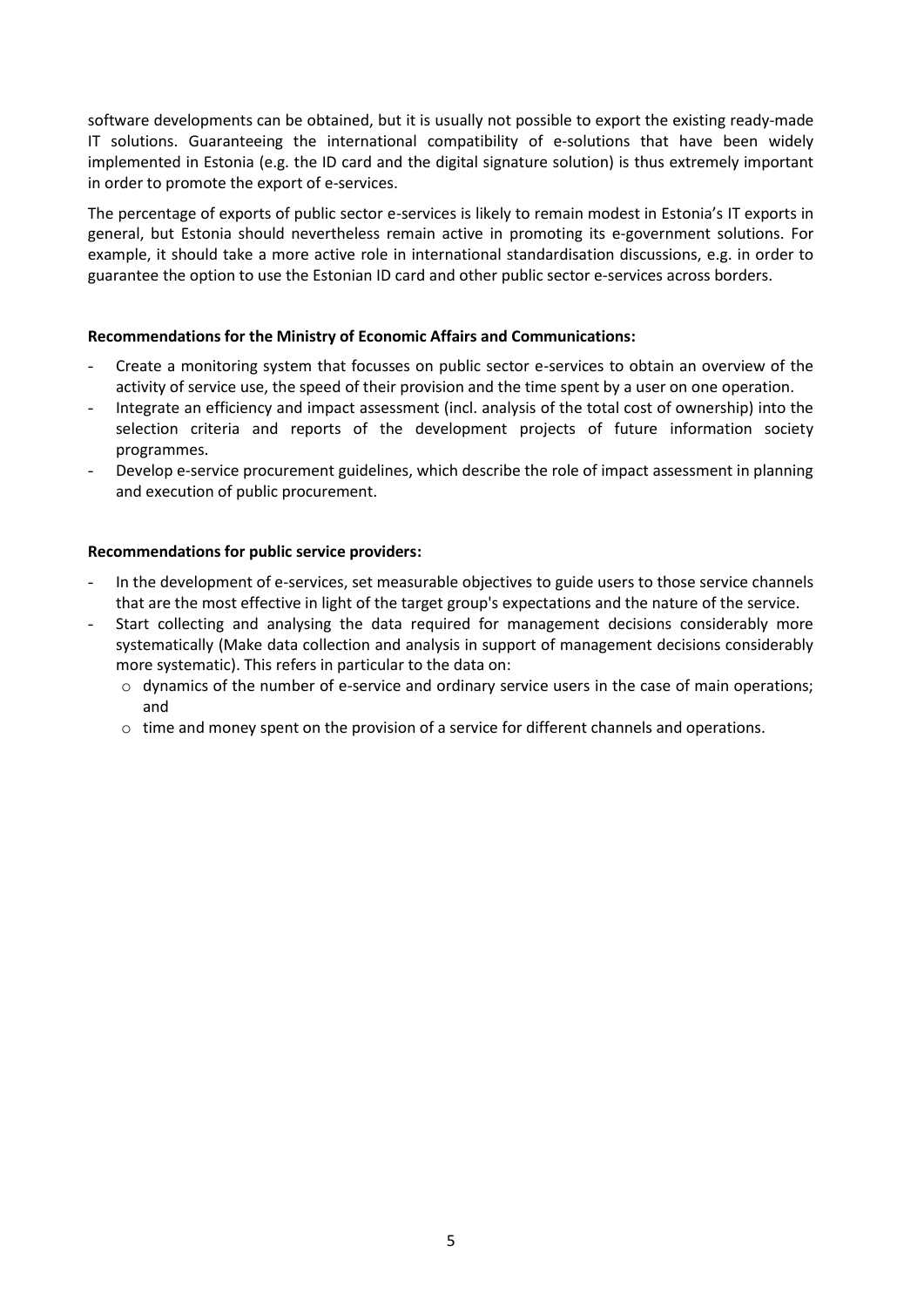software developments can be obtained, but it is usually not possible to export the existing ready-made IT solutions. Guaranteeing the international compatibility of e-solutions that have been widely implemented in Estonia (e.g. the ID card and the digital signature solution) is thus extremely important in order to promote the export of e-services.

The percentage of exports of public sector e-services is likely to remain modest in Estonia's IT exports in general, but Estonia should nevertheless remain active in promoting its e-government solutions. For example, it should take a more active role in international standardisation discussions, e.g. in order to guarantee the option to use the Estonian ID card and other public sector e-services across borders.

**Recommendations for the Ministry of Economic Affairs and Communications:**

- Create a monitoring system that focusses on public sector e-services to obtain an overview of the activity of service use, the speed of their provision and the time spent by a user on one operation.
- Integrate an efficiency and impact assessment (incl. analysis of the total cost of ownership) into the selection criteria and reports of the development projects of future information society programmes.
- Develop e-service procurement guidelines, which describe the role of impact assessment in planning and execution of public procurement.

**Recommendations for public service providers:**

- In the development of e-services, set measurable objectives to guide users to those service channels that are the most effective in light of the target group's expectations and the nature of the service.
- Start collecting and analysing the data required for management decisions considerably more systematically (Make data collection and analysis in support of management decisions considerably more systematic). This refers in particular to the data on:
  - dynamics of the number of e-service and ordinary service users in the case of main operations; and
  - time and money spent on the provision of a service for different channels and operations.